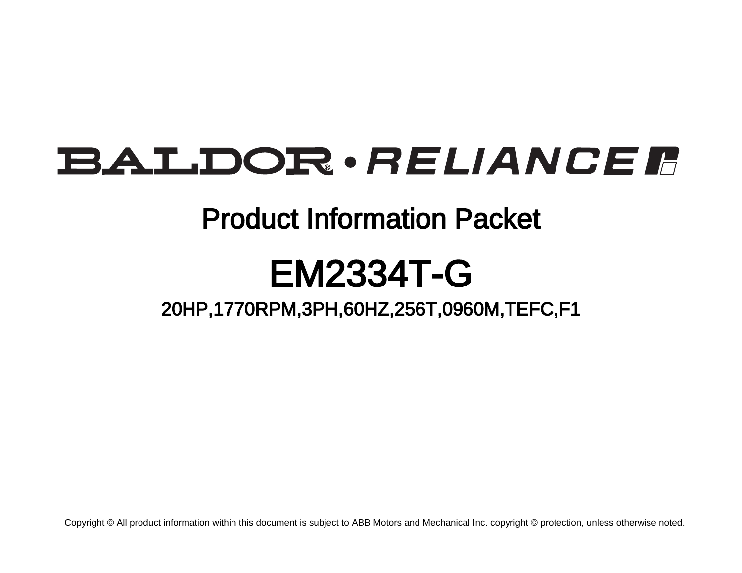# BALDOR • RELIANCE

## Product Information Packet

# EM2334T-G

### 20HP,1770RPM,3PH,60HZ,256T,0960M,TEFC,F1

Copyright © All product information within this document is subject to ABB Motors and Mechanical Inc. copyright © protection, unless otherwise noted.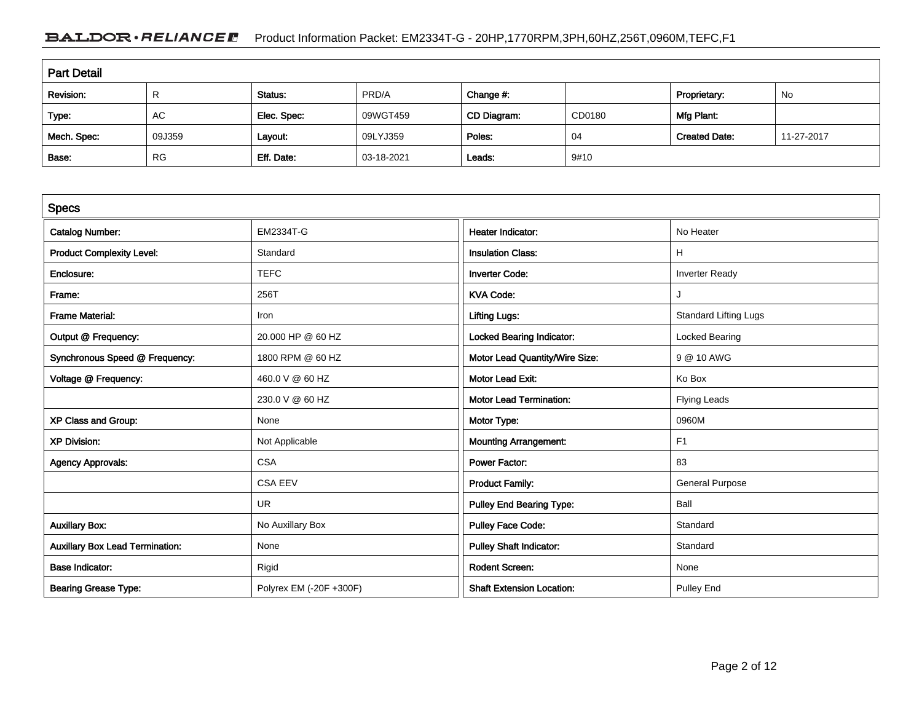## Part Detail

| Revision: | R | Status: | PRD/A | Change #: | | Proprietary: | No |
|---|---|---|---|---|---|---|---|
| Type: | AC | Elec. Spec: | 09WGT459 | CD Diagram: | CD0180 | Mfg Plant: | |
| Mech. Spec: | 09J359 | Layout: | 09LYJ359 | Poles: | 04 | Created Date: | 11-27-2017 |
| Base: | RG | Eff. Date: | 03-18-2021 | Leads: | 9#10 | | |

## Specs

| | | | |
|---|---|---|---|
| Catalog Number: | EM2334T-G | Heater Indicator: | No Heater |
| Product Complexity Level: | Standard | Insulation Class: | H |
| Enclosure: | TEFC | Inverter Code: | Inverter Ready |
| Frame: | 256T | KVA Code: | J |
| Frame Material: | Iron | Lifting Lugs: | Standard Lifting Lugs |
| Output @ Frequency: | 20.000 HP @ 60 HZ | Locked Bearing Indicator: | Locked Bearing |
| Synchronous Speed @ Frequency: | 1800 RPM @ 60 HZ | Motor Lead Quantity/Wire Size: | 9 @ 10 AWG |
| Voltage @ Frequency: | 460.0 V @ 60 HZ | Motor Lead Exit: | Ko Box |
| | 230.0 V @ 60 HZ | Motor Lead Termination: | Flying Leads |
| XP Class and Group: | None | Motor Type: | 0960M |
| XP Division: | Not Applicable | Mounting Arrangement: | F1 |
| Agency Approvals: | CSA | Power Factor: | 83 |
| | CSA EEV | Product Family: | General Purpose |
| | UR | Pulley End Bearing Type: | Ball |
| Auxillary Box: | No Auxillary Box | Pulley Face Code: | Standard |
| Auxillary Box Lead Termination: | None | Pulley Shaft Indicator: | Standard |
| Base Indicator: | Rigid | Rodent Screen: | None |
| Bearing Grease Type: | Polyrex EM (-20F +300F) | Shaft Extension Location: | Pulley End |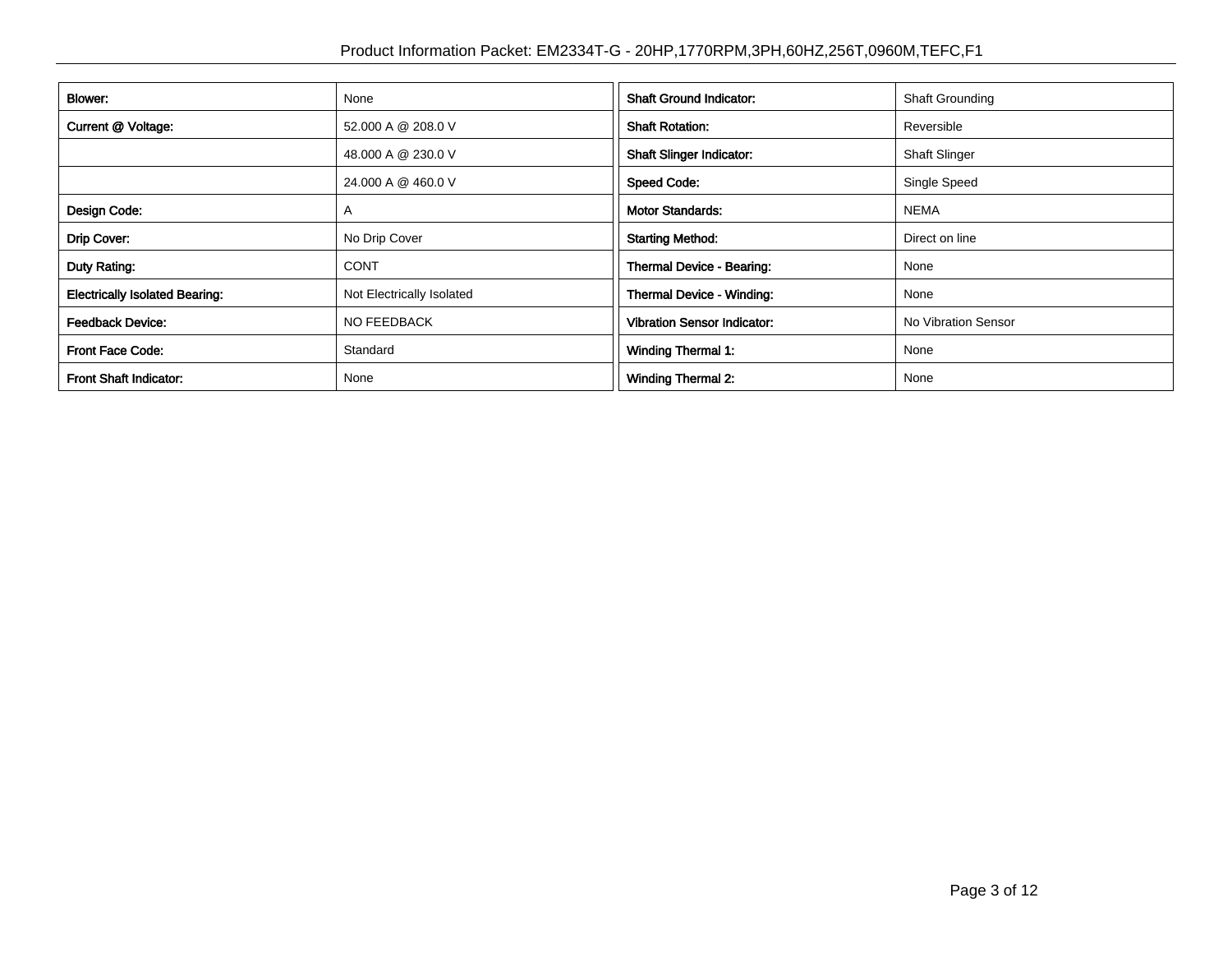| Blower: | None |
|---|---|
| Current @ Voltage: | 52.000 A @ 208.0 V |
| | 48.000 A @ 230.0 V |
| | 24.000 A @ 460.0 V |
| Design Code: | A |
| Drip Cover: | No Drip Cover |
| Duty Rating: | CONT |
| Electrically Isolated Bearing: | Not Electrically Isolated |
| Feedback Device: | NO FEEDBACK |
| Front Face Code: | Standard |
| Front Shaft Indicator: | None |

| Shaft Ground Indicator: | Shaft Grounding |
|---|---|
| Shaft Rotation: | Reversible |
| Shaft Slinger Indicator: | Shaft Slinger |
| Speed Code: | Single Speed |
| Motor Standards: | NEMA |
| Starting Method: | Direct on line |
| Thermal Device - Bearing: | None |
| Thermal Device - Winding: | None |
| Vibration Sensor Indicator: | No Vibration Sensor |
| Winding Thermal 1: | None |
| Winding Thermal 2: | None |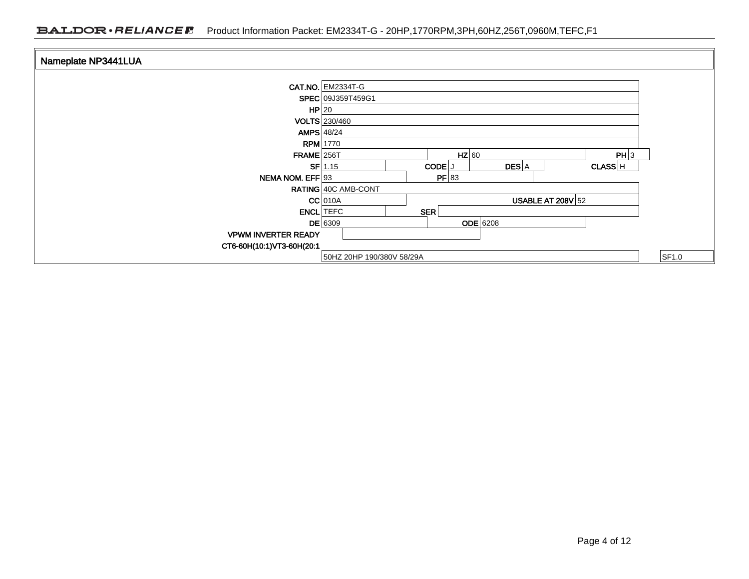## Nameplate NP3441LUA

| Field | Value | Field | Value | Field | Value | Field | Value |
|---|---|---|---|---|---|---|---|
| CAT.NO. | EM2334T-G | | | | | | |
| SPEC | 09J359T459G1 | | | | | | |
| HP | 20 | | | | | | |
| VOLTS | 230/460 | | | | | | |
| AMPS | 48/24 | | | | | | |
| RPM | 1770 | | | | | | |
| FRAME | 256T | HZ | 60 | | | PH | 3 |
| SF | 1.15 | CODE | J | DES | A | CLASS | H |
| NEMA NOM. EFF | 93 | PF | 83 | | | | |
| RATING | 40C AMB-CONT | | | | | | |
| CC | 010A | USABLE AT 208V | 52 | | | | |
| ENCL | TEFC | SER | | | | | |
| DE | 6309 | ODE | 6208 | | | | |
| VPWM INVERTER READY | | | | | | | |
| CT6-60H(10:1)VT3-60H(20:1 | | | | | | | |
| | 50HZ 20HP 190/380V 58/29A | | | | | | SF1.0 |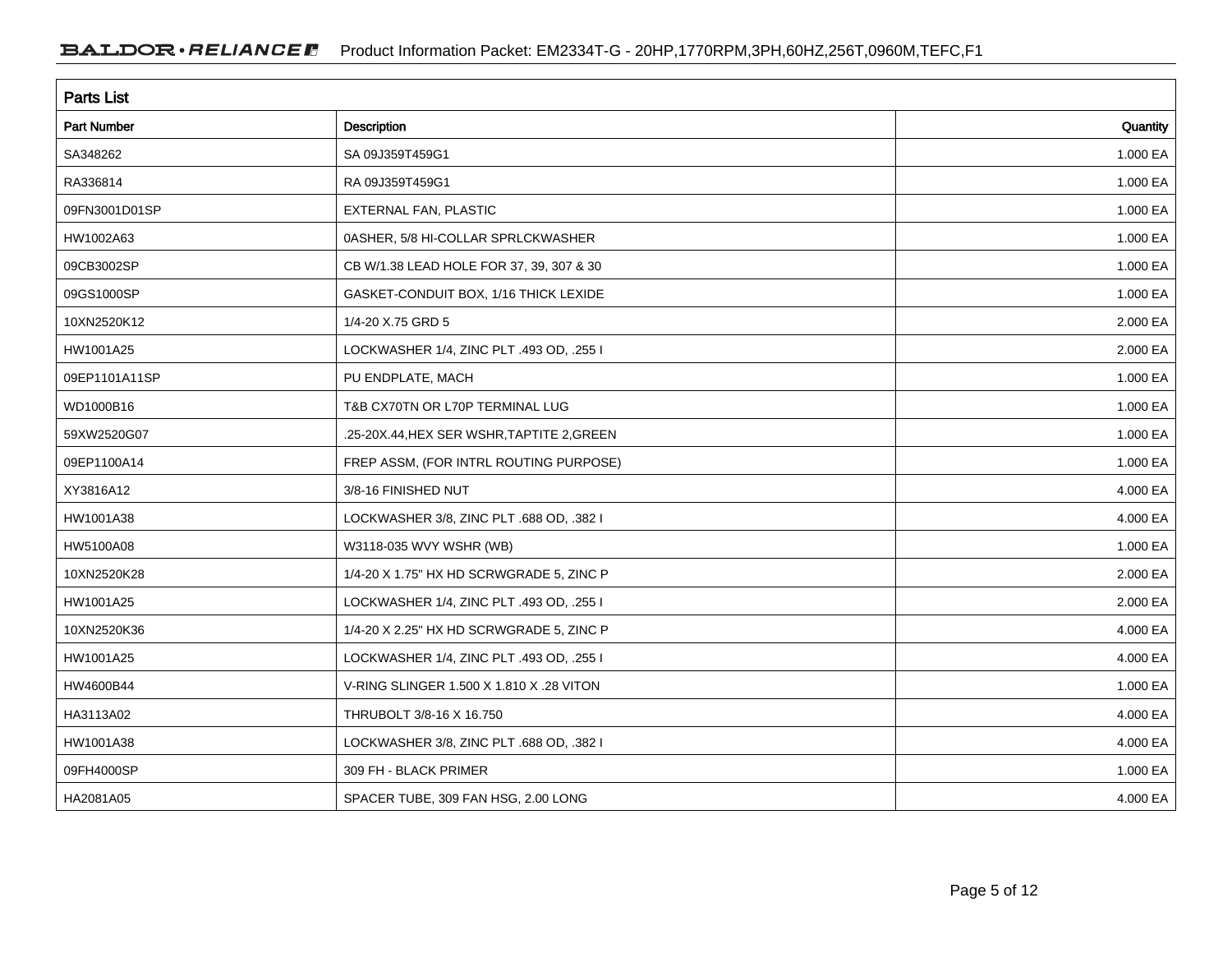## Parts List

| Part Number | Description | Quantity |
|---|---|---|
| SA348262 | SA 09J359T459G1 | 1.000 EA |
| RA336814 | RA 09J359T459G1 | 1.000 EA |
| 09FN3001D01SP | EXTERNAL FAN, PLASTIC | 1.000 EA |
| HW1002A63 | 0ASHER, 5/8 HI-COLLAR SPRLCKWASHER | 1.000 EA |
| 09CB3002SP | CB W/1.38 LEAD HOLE FOR 37, 39, 307 & 30 | 1.000 EA |
| 09GS1000SP | GASKET-CONDUIT BOX, 1/16 THICK LEXIDE | 1.000 EA |
| 10XN2520K12 | 1/4-20 X.75 GRD 5 | 2.000 EA |
| HW1001A25 | LOCKWASHER 1/4, ZINC PLT .493 OD, .255 I | 2.000 EA |
| 09EP1101A11SP | PU ENDPLATE, MACH | 1.000 EA |
| WD1000B16 | T&B CX70TN OR L70P TERMINAL LUG | 1.000 EA |
| 59XW2520G07 | .25-20X.44,HEX SER WSHR,TAPTITE 2,GREEN | 1.000 EA |
| 09EP1100A14 | FREP ASSM, (FOR INTRL ROUTING PURPOSE) | 1.000 EA |
| XY3816A12 | 3/8-16 FINISHED NUT | 4.000 EA |
| HW1001A38 | LOCKWASHER 3/8, ZINC PLT .688 OD, .382 I | 4.000 EA |
| HW5100A08 | W3118-035 WVY WSHR (WB) | 1.000 EA |
| 10XN2520K28 | 1/4-20 X 1.75" HX HD SCRWGRADE 5, ZINC P | 2.000 EA |
| HW1001A25 | LOCKWASHER 1/4, ZINC PLT .493 OD, .255 I | 2.000 EA |
| 10XN2520K36 | 1/4-20 X 2.25" HX HD SCRWGRADE 5, ZINC P | 4.000 EA |
| HW1001A25 | LOCKWASHER 1/4, ZINC PLT .493 OD, .255 I | 4.000 EA |
| HW4600B44 | V-RING SLINGER 1.500 X 1.810 X .28 VITON | 1.000 EA |
| HA3113A02 | THRUBOLT 3/8-16 X 16.750 | 4.000 EA |
| HW1001A38 | LOCKWASHER 3/8, ZINC PLT .688 OD, .382 I | 4.000 EA |
| 09FH4000SP | 309 FH - BLACK PRIMER | 1.000 EA |
| HA2081A05 | SPACER TUBE, 309 FAN HSG, 2.00 LONG | 4.000 EA |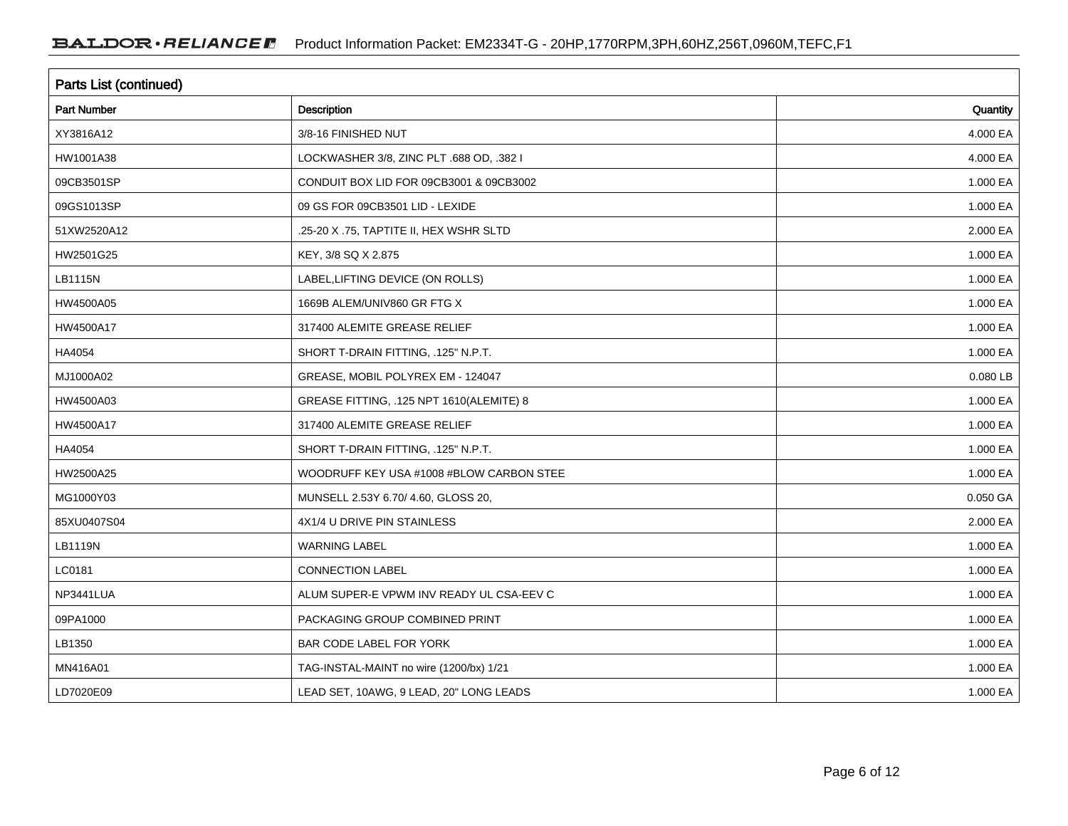## Parts List (continued)

| Part Number | Description | Quantity |
|---|---|---|
| XY3816A12 | 3/8-16 FINISHED NUT | 4.000 EA |
| HW1001A38 | LOCKWASHER 3/8, ZINC PLT .688 OD, .382 I | 4.000 EA |
| 09CB3501SP | CONDUIT BOX LID FOR 09CB3001 & 09CB3002 | 1.000 EA |
| 09GS1013SP | 09 GS FOR 09CB3501 LID - LEXIDE | 1.000 EA |
| 51XW2520A12 | .25-20 X .75, TAPTITE II, HEX WSHR SLTD | 2.000 EA |
| HW2501G25 | KEY, 3/8 SQ X 2.875 | 1.000 EA |
| LB1115N | LABEL,LIFTING DEVICE (ON ROLLS) | 1.000 EA |
| HW4500A05 | 1669B ALEM/UNIV860 GR FTG X | 1.000 EA |
| HW4500A17 | 317400 ALEMITE GREASE RELIEF | 1.000 EA |
| HA4054 | SHORT T-DRAIN FITTING, .125" N.P.T. | 1.000 EA |
| MJ1000A02 | GREASE, MOBIL POLYREX EM - 124047 | 0.080 LB |
| HW4500A03 | GREASE FITTING, .125 NPT 1610(ALEMITE) 8 | 1.000 EA |
| HW4500A17 | 317400 ALEMITE GREASE RELIEF | 1.000 EA |
| HA4054 | SHORT T-DRAIN FITTING, .125" N.P.T. | 1.000 EA |
| HW2500A25 | WOODRUFF KEY USA #1008 #BLOW CARBON STEE | 1.000 EA |
| MG1000Y03 | MUNSELL 2.53Y 6.70/ 4.60, GLOSS 20, | 0.050 GA |
| 85XU0407S04 | 4X1/4 U DRIVE PIN STAINLESS | 2.000 EA |
| LB1119N | WARNING LABEL | 1.000 EA |
| LC0181 | CONNECTION LABEL | 1.000 EA |
| NP3441LUA | ALUM SUPER-E VPWM INV READY UL CSA-EEV C | 1.000 EA |
| 09PA1000 | PACKAGING GROUP COMBINED PRINT | 1.000 EA |
| LB1350 | BAR CODE LABEL FOR YORK | 1.000 EA |
| MN416A01 | TAG-INSTAL-MAINT no wire (1200/bx) 1/21 | 1.000 EA |
| LD7020E09 | LEAD SET, 10AWG, 9 LEAD, 20" LONG LEADS | 1.000 EA |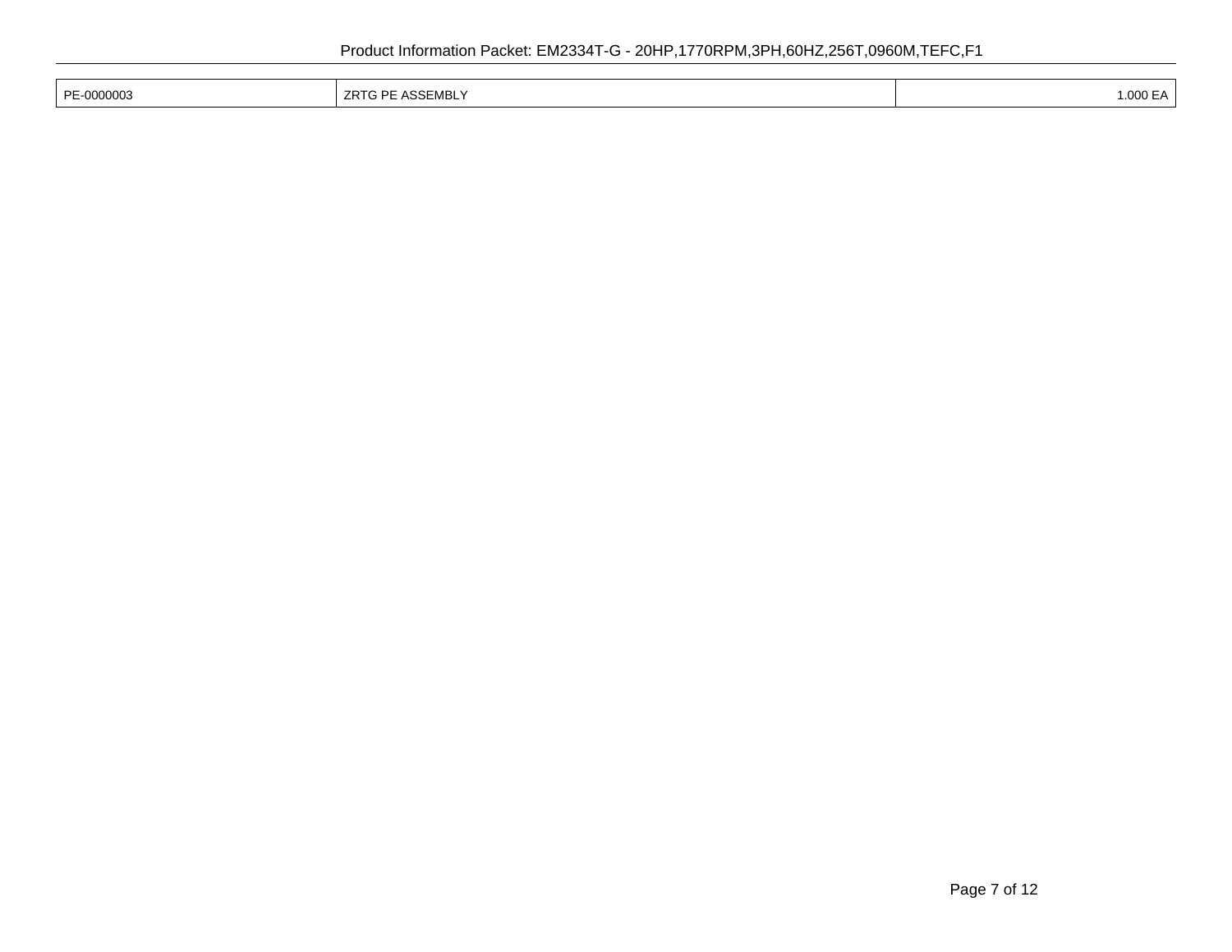| PE-0000003 | ZRTG PE ASSEMBLY | 1.000 EA |
|---|---|---|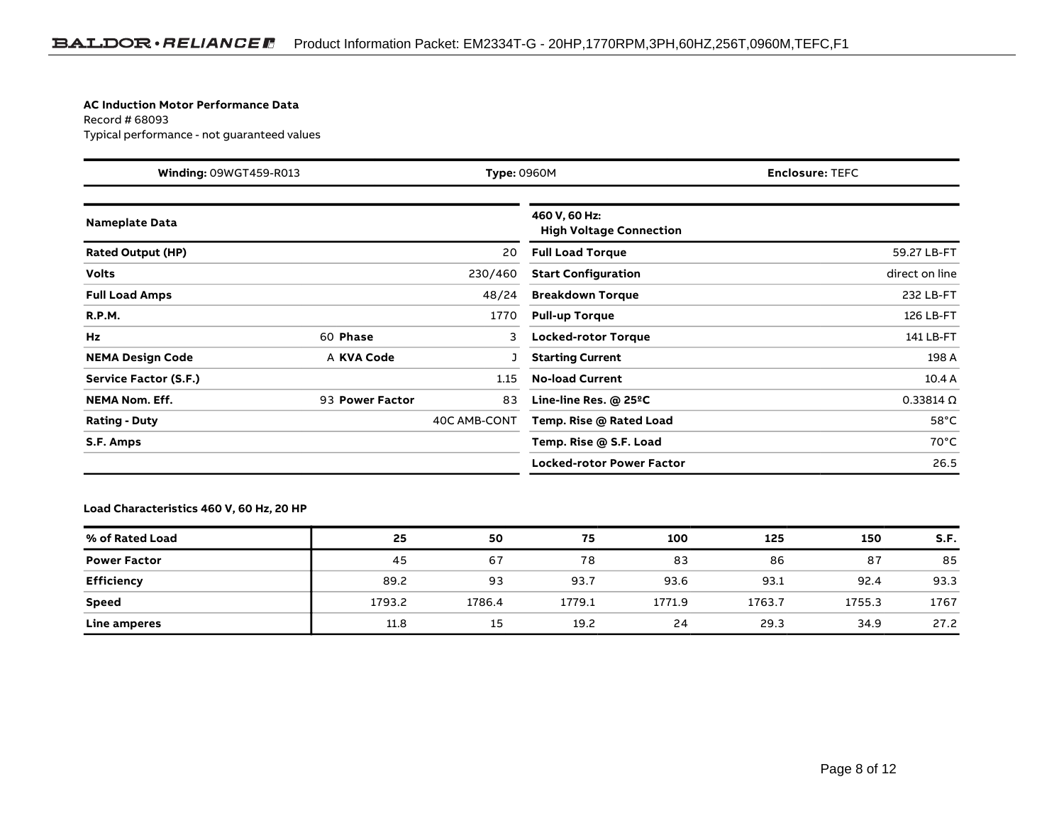**AC Induction Motor Performance Data**
Record # 68093
Typical performance - not guaranteed values

| **Winding:** 09WGT459-R013 | **Type:** 0960M | **Enclosure:** TEFC |
|---|---|---|

| **Nameplate Data** | | | |
|---|---|---|---|
| **Rated Output (HP)** | | | 20 |
| **Volts** | | | 230/460 |
| **Full Load Amps** | | | 48/24 |
| **R.P.M.** | | | 1770 |
| **Hz** | 60 | **Phase** | 3 |
| **NEMA Design Code** | A | **KVA Code** | J |
| **Service Factor (S.F.)** | | | 1.15 |
| **NEMA Nom. Eff.** | 93 | **Power Factor** | 83 |
| **Rating - Duty** | | | 40C AMB-CONT |
| **S.F. Amps** | | | |

| **460 V, 60 Hz: High Voltage Connection** | |
|---|---|
| **Full Load Torque** | 59.27 LB-FT |
| **Start Configuration** | direct on line |
| **Breakdown Torque** | 232 LB-FT |
| **Pull-up Torque** | 126 LB-FT |
| **Locked-rotor Torque** | 141 LB-FT |
| **Starting Current** | 198 A |
| **No-load Current** | 10.4 A |
| **Line-line Res. @ 25ºC** | 0.33814 Ω |
| **Temp. Rise @ Rated Load** | 58°C |
| **Temp. Rise @ S.F. Load** | 70°C |
| **Locked-rotor Power Factor** | 26.5 |

**Load Characteristics 460 V, 60 Hz, 20 HP**

| **% of Rated Load** | **25** | **50** | **75** | **100** | **125** | **150** | **S.F.** |
|---|---|---|---|---|---|---|---|
| **Power Factor** | 45 | 67 | 78 | 83 | 86 | 87 | 85 |
| **Efficiency** | 89.2 | 93 | 93.7 | 93.6 | 93.1 | 92.4 | 93.3 |
| **Speed** | 1793.2 | 1786.4 | 1779.1 | 1771.9 | 1763.7 | 1755.3 | 1767 |
| **Line amperes** | 11.8 | 15 | 19.2 | 24 | 29.3 | 34.9 | 27.2 |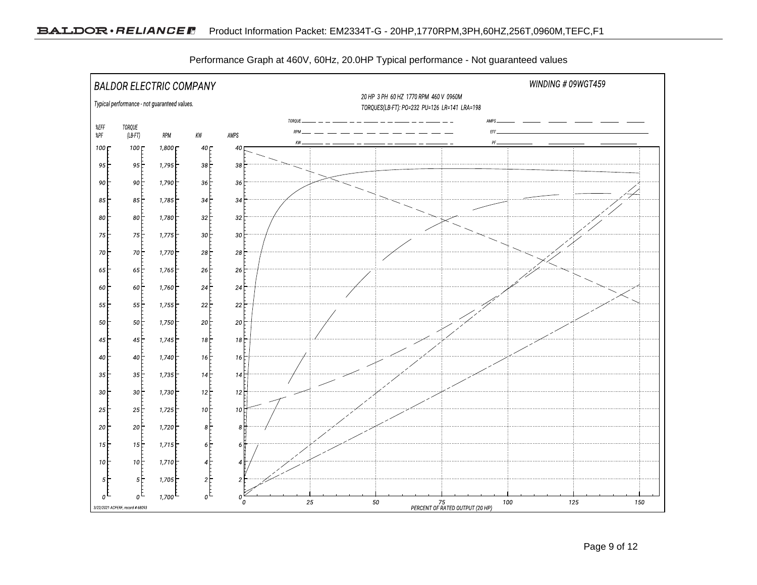Performance Graph at 460V, 60Hz, 20.0HP Typical performance - Not guaranteed values

BALDOR ELECTRIC COMPANY

Typical performance - not guaranteed values.

WINDING # 09WGT459

20 HP 3 PH 60 HZ 1770 RPM 460 V 0960M

TORQUES(LB-FT): PO=232 PU=126 LR=141 LRA=198

Legend: TORQUE, RPM, KW, AMPS, EFF, PF

| %EFF %PF | TORQUE (LB-FT) | RPM | KW | AMPS |
|---|---|---|---|---|
| 100 | 100 | 1,800 | 40 | 40 |
| 95 | 95 | 1,795 | 38 | 38 |
| 90 | 90 | 1,790 | 36 | 36 |
| 85 | 85 | 1,785 | 34 | 34 |
| 80 | 80 | 1,780 | 32 | 32 |
| 75 | 75 | 1,775 | 30 | 30 |
| 70 | 70 | 1,770 | 28 | 28 |
| 65 | 65 | 1,765 | 26 | 26 |
| 60 | 60 | 1,760 | 24 | 24 |
| 55 | 55 | 1,755 | 22 | 22 |
| 50 | 50 | 1,750 | 20 | 20 |
| 45 | 45 | 1,745 | 18 | 18 |
| 40 | 40 | 1,740 | 16 | 16 |
| 35 | 35 | 1,735 | 14 | 14 |
| 30 | 30 | 1,730 | 12 | 12 |
| 25 | 25 | 1,725 | 10 | 10 |
| 20 | 20 | 1,720 | 8 | 8 |
| 15 | 15 | 1,715 | 6 | 6 |
| 10 | 10 | 1,710 | 4 | 4 |
| 5 | 5 | 1,705 | 2 | 2 |
| 0 | 0 | 1,700 | 0 | 0 |

PERCENT OF RATED OUTPUT (20 HP): 0, 25, 50, 75, 100, 125, 150

3/22/2021 ACPERF, record # 68093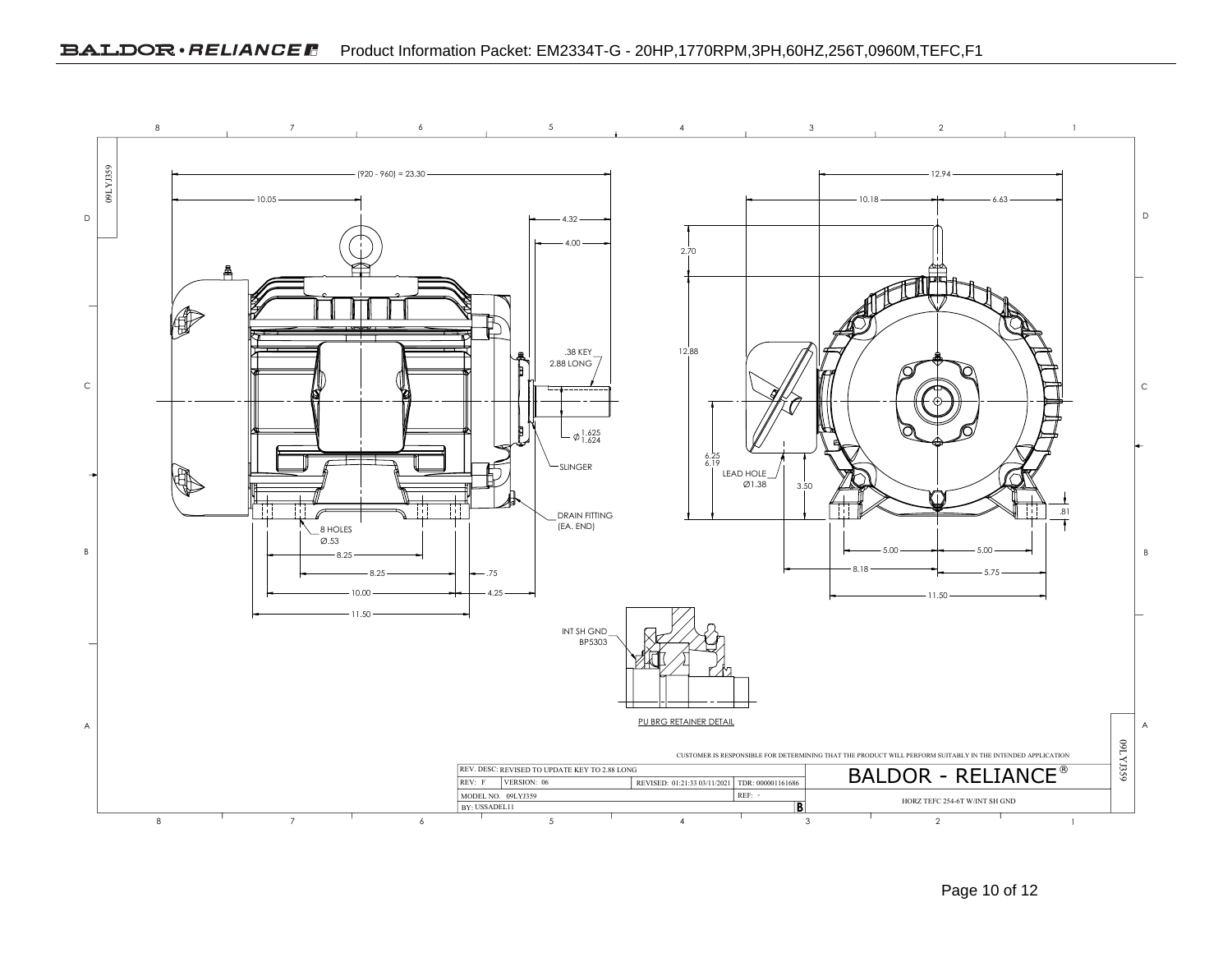09LYJ359

(920 - 960) = 23.30

10.05

4.32

4.00

.38 KEY
2.88 LONG

$\varnothing$ 1.625 / 1.624

SLINGER

DRAIN FITTING
(EA. END)

8 HOLES
Ø.53

8.25

8.25

.75

10.00

4.25

11.50

12.94

10.18

6.63

2.70

12.88

6.25
6.19

LEAD HOLE
Ø1.38

3.50

.81

5.00

5.00

8.18

5.75

11.50

INT SH GND
BP5303

PU BRG RETAINER DETAIL

CUSTOMER IS RESPONSIBLE FOR DETERMINING THAT THE PRODUCT WILL PERFORM SUITABLY IN THE INTENDED APPLICATION

| REV. DESC: REVISED TO UPDATE KEY TO 2.88 LONG | | | | BALDOR - RELIANCE® |
|---|---|---|---|---|
| REV: F | VERSION: 06 | REVISED: 01:21:33 03/11/2021 | TDR: 000001161686 | |
| MODEL NO. 09LYJ359 | | | REF: - | HORZ TEFC 254-6T W/INT SH GND |
| BY: USSADEL11 | | | B | |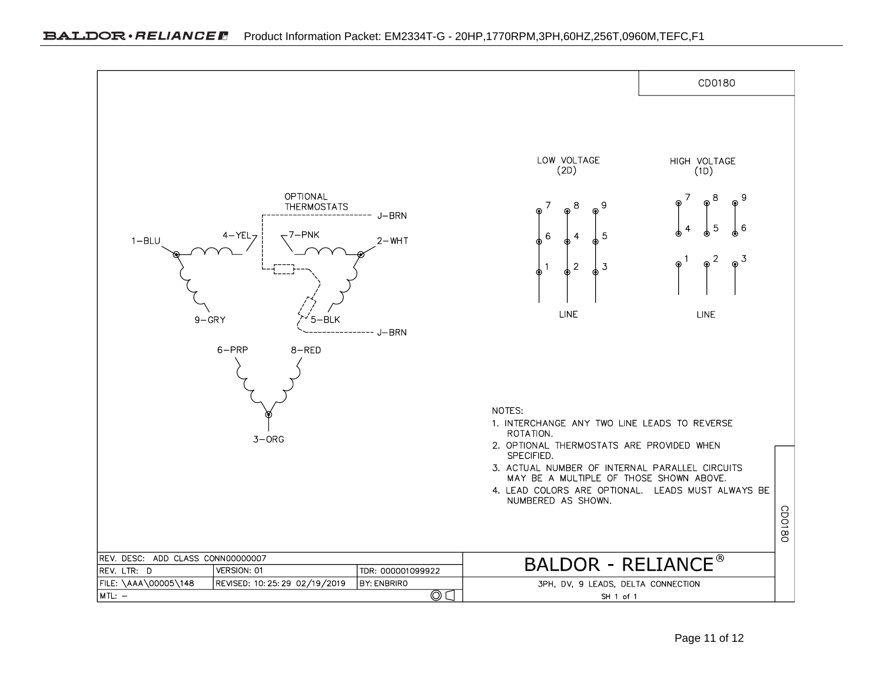CD0180

OPTIONAL THERMOSTATS

J–BRN

1–BLU    4–YEL    7–PNK    2–WHT

9–GRY    5–BLK

J–BRN

6–PRP    8–RED

3–ORG

LOW VOLTAGE (2D)

| 7 | 8 | 9 |
|---|---|---|
| 6 | 4 | 5 |
| 1 | 2 | 3 |

LINE

HIGH VOLTAGE (1D)

| 7 | 8 | 9 |
|---|---|---|
| 4 | 5 | 6 |
| 1 | 2 | 3 |

LINE

NOTES:

1. INTERCHANGE ANY TWO LINE LEADS TO REVERSE ROTATION.
2. OPTIONAL THERMOSTATS ARE PROVIDED WHEN SPECIFIED.
3. ACTUAL NUMBER OF INTERNAL PARALLEL CIRCUITS MAY BE A MULTIPLE OF THOSE SHOWN ABOVE.
4. LEAD COLORS ARE OPTIONAL. LEADS MUST ALWAYS BE NUMBERED AS SHOWN.

| REV. DESC: ADD CLASS CONN00000007 | | | BALDOR - RELIANCE® |
|---|---|---|---|
| REV. LTR: D | VERSION: 01 | TDR: 000001099922 | |
| FILE: \AAA\00005\148 | REVISED: 10:25:29 02/19/2019 | BY: ENBRIRO | 3PH, DV, 9 LEADS, DELTA CONNECTION |
| MTL: – | | | SH 1 of 1 |

CD0180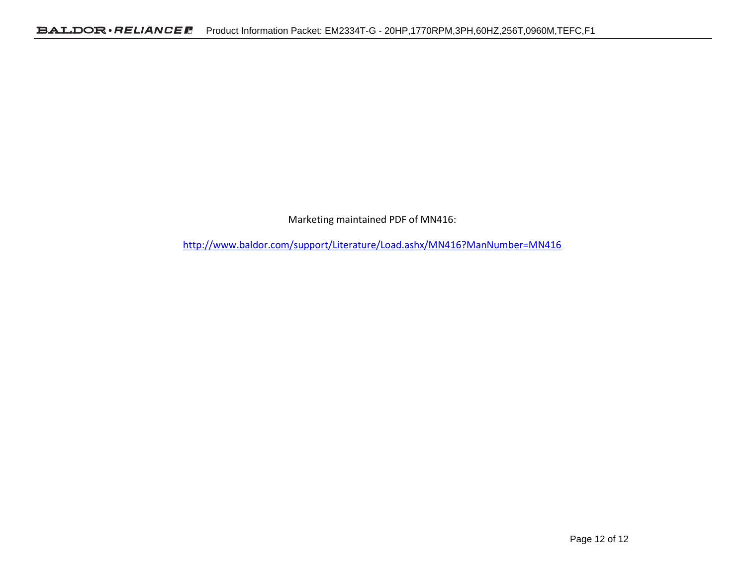Marketing maintained PDF of MN416:

http://www.baldor.com/support/Literature/Load.ashx/MN416?ManNumber=MN416